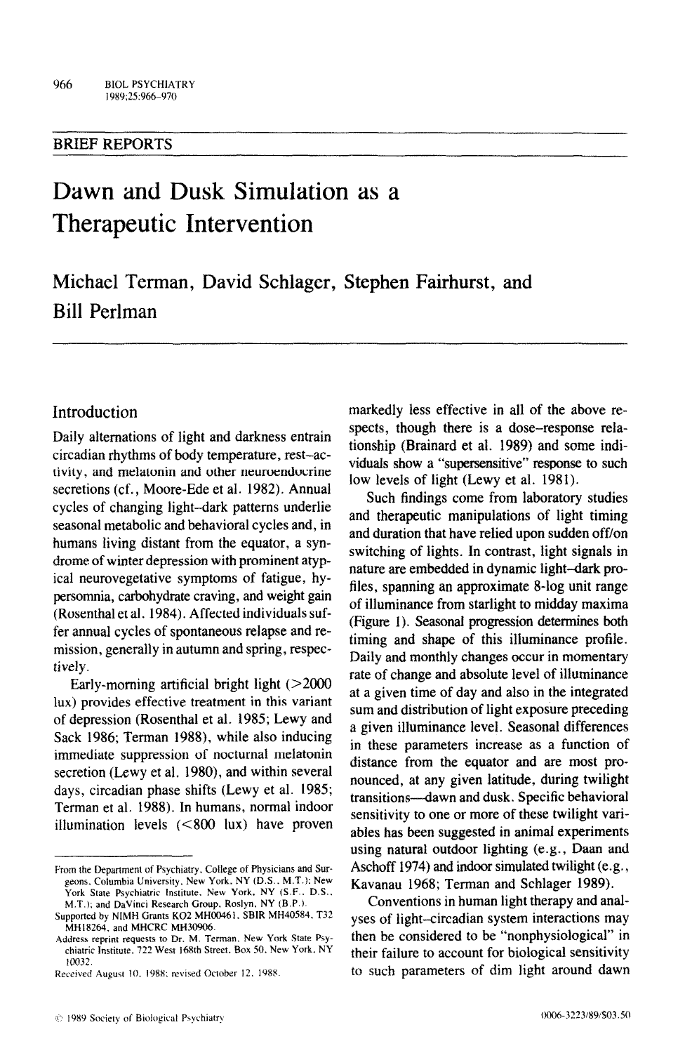## BRIEF REPORTS

# Dawn and Dusk Simulation as a Therapeutic Intervention

**Michael Terman, David Schlager, Stephen Fairhurst, and Bill Perlman**

## Introduction

Daily alternations of light and darkness entrain circadian rhythms of body temperature, rest–activity, and melatonin and other neuroendocrine secretions (cf., Moore-Ede et al. 1982). Annual cycles of changing light–dark patterns underlie seasonal metabolic and behavioral cycles and, in humans living distant from the equator, a syndrome of winter depression with prominent atypical neurovegetative symptoms of fatigue, hypersomnia, carbohydrate craving, and weight gain (Rosenthal et al. 1984). Affected individuals suffer annual cycles of spontaneous relapse and remission, generally in autumn and spring, respectively.

Early-morning artificial bright light (>2000 lux) provides effective treatment in this variant of depression (Rosenthal et al. 1985; Lewy and Sack 1986; Terman 1988), while also inducing immediate suppression of nocturnal melatonin secretion (Lewy et al. 1980), and within several days, circadian phase shifts (Lewy et al. 1985; Terman et al. 1988). In humans, normal indoor illumination levels (<800 lux) have proven markedly less effective in all of the above respects, though there is a dose–response relationship (Brainard et al. 1989) and some individuals show a "supersensitive" response to such low levels of light (Lewy et al. 1981).

Such findings come from laboratory studies and therapeutic manipulations of light timing and duration that have relied upon sudden off/on switching of lights. In contrast, light signals in nature are embedded in dynamic light–dark profiles, spanning an approximate 8-log unit range of illuminance from starlight to midday maxima (Figure 1). Seasonal progression determines both timing and shape of this illuminance profile. Daily and monthly changes occur in momentary rate of change and absolute level of illuminance at a given time of day and also in the integrated sum and distribution of light exposure preceding a given illuminance level. Seasonal differences in these parameters increase as a function of distance from the equator and are most pronounced, at any given latitude, during twilight transitions—dawn and dusk. Specific behavioral sensitivity to one or more of these twilight variables has been suggested in animal experiments using natural outdoor lighting (e.g., Daan and Aschoff 1974) and indoor simulated twilight (e.g., Kavanau 1968; Terman and Schlager 1989).

Conventions in human light therapy and analyses of light–circadian system interactions may then be considered to be "nonphysiological" in their failure to account for biological sensitivity to such parameters of dim light around dawn

---

From the Department of Psychiatry, College of Physicians and Surgeons, Columbia University, New York, NY (D.S., M.T.); New York State Psychiatric Institute, New York, NY (S.F., D.S., M.T.); and DaVinci Research Group, Roslyn, NY (B.P.).

Supported by NIMH Grants K02 MH00461, SBIR MH40584, T32 MH18264, and MHCRC MH30906.

Address reprint requests to Dr. M. Terman, New York State Psychiatric Institute, 722 West 168th Street, Box 50, New York, NY 10032.

Received August 10, 1988; revised October 12, 1988.

© 1989 Society of Biological Psychiatry

0006-3223/89/$03.50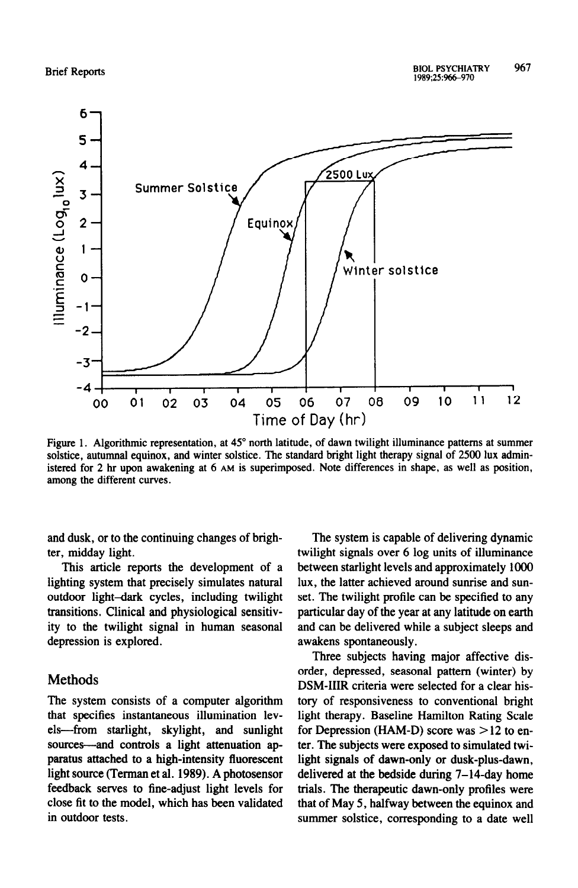Figure 1. Algorithmic representation, at 45° north latitude, of dawn twilight illuminance patterns at summer solstice, autumnal equinox, and winter solstice. The standard bright light therapy signal of 2500 lux administered for 2 hr upon awakening at 6 AM is superimposed. Note differences in shape, as well as position, among the different curves.

and dusk, or to the continuing changes of brighter, midday light.

This article reports the development of a lighting system that precisely simulates natural outdoor light–dark cycles, including twilight transitions. Clinical and physiological sensitivity to the twilight signal in human seasonal depression is explored.

## Methods

The system consists of a computer algorithm that specifies instantaneous illumination levels—from starlight, skylight, and sunlight sources—and controls a light attenuation apparatus attached to a high-intensity fluorescent light source (Terman et al. 1989). A photosensor feedback serves to fine-adjust light levels for close fit to the model, which has been validated in outdoor tests.

The system is capable of delivering dynamic twilight signals over 6 log units of illuminance between starlight levels and approximately 1000 lux, the latter achieved around sunrise and sunset. The twilight profile can be specified to any particular day of the year at any latitude on earth and can be delivered while a subject sleeps and awakens spontaneously.

Three subjects having major affective disorder, depressed, seasonal pattern (winter) by DSM-IIIR criteria were selected for a clear history of responsiveness to conventional bright light therapy. Baseline Hamilton Rating Scale for Depression (HAM-D) score was $>12$ to enter. The subjects were exposed to simulated twilight signals of dawn-only or dusk-plus-dawn, delivered at the bedside during 7–14-day home trials. The therapeutic dawn-only profiles were that of May 5, halfway between the equinox and summer solstice, corresponding to a date well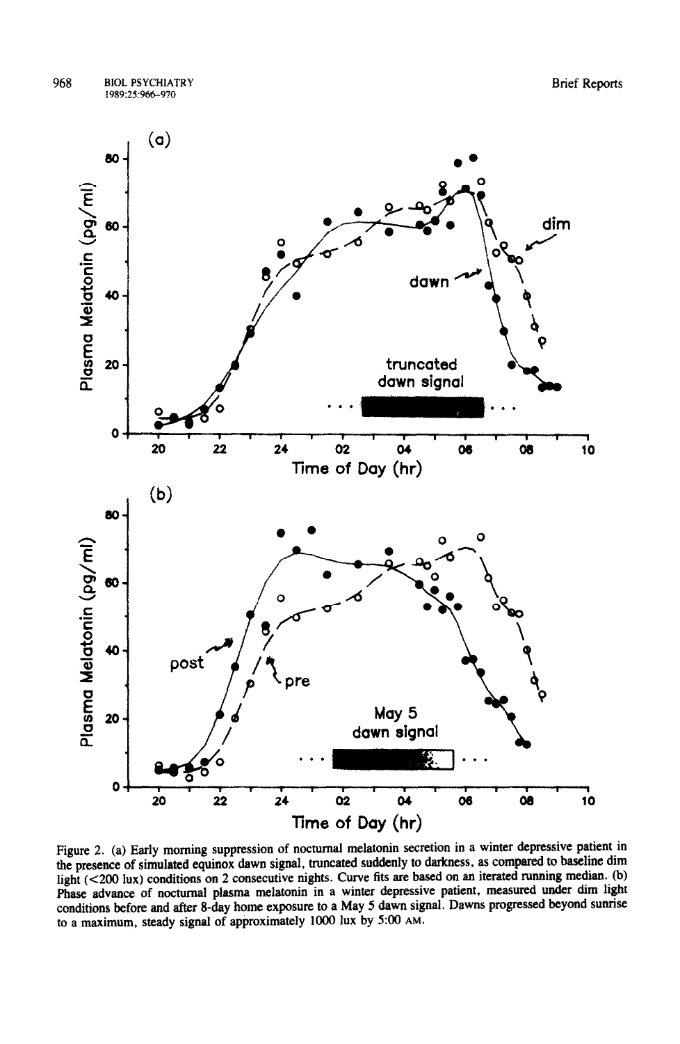Figure 2. (a) Early morning suppression of nocturnal melatonin secretion in a winter depressive patient in the presence of simulated equinox dawn signal, truncated suddenly to darkness, as compared to baseline dim light (<200 lux) conditions on 2 consecutive nights. Curve fits are based on an iterated running median. (b) Phase advance of nocturnal plasma melatonin in a winter depressive patient, measured under dim light conditions before and after 8-day home exposure to a May 5 dawn signal. Dawns progressed beyond sunrise to a maximum, steady signal of approximately 1000 lux by 5:00 AM.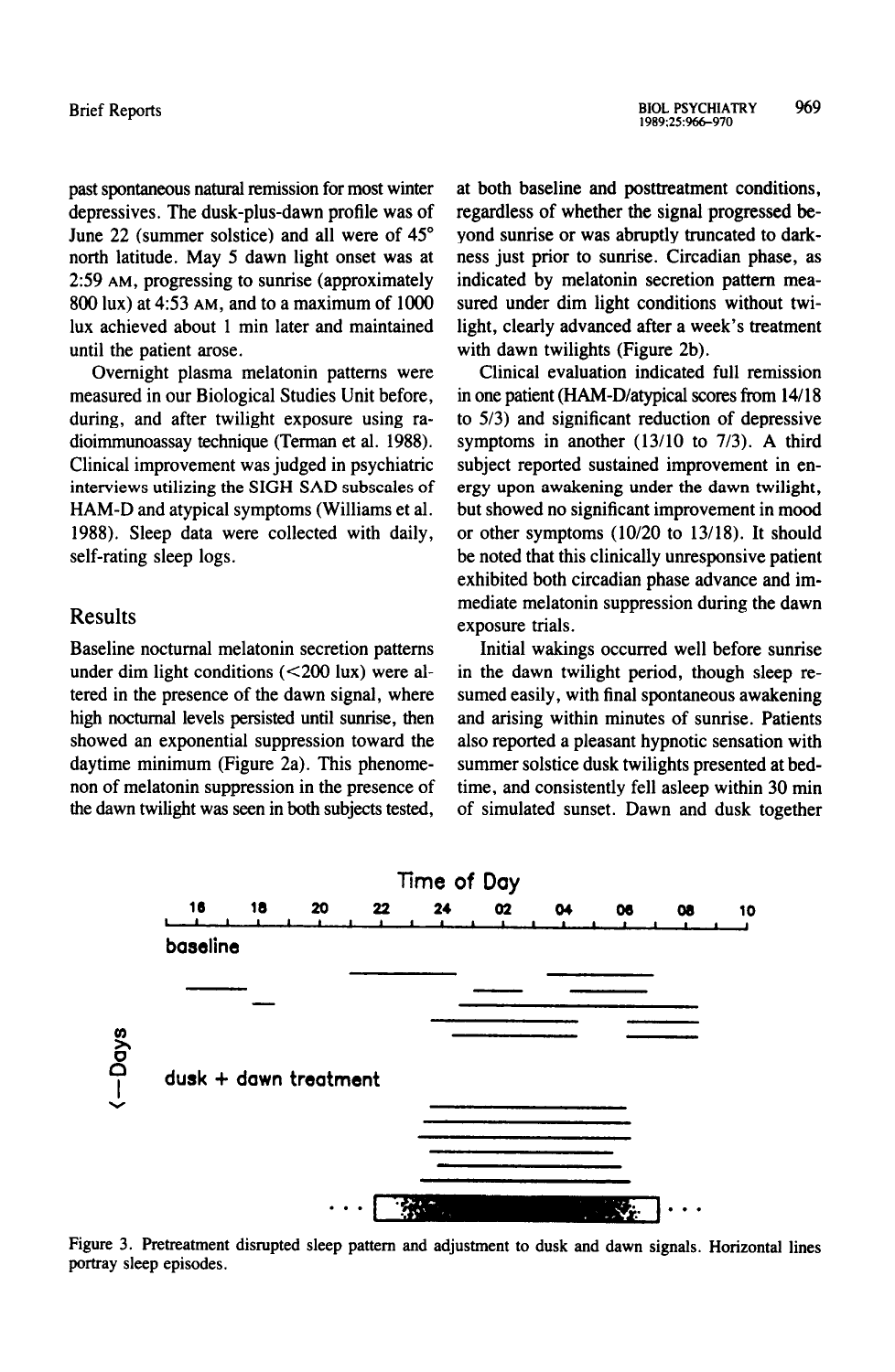past spontaneous natural remission for most winter depressives. The dusk-plus-dawn profile was of June 22 (summer solstice) and all were of 45° north latitude. May 5 dawn light onset was at 2:59 AM, progressing to sunrise (approximately 800 lux) at 4:53 AM, and to a maximum of 1000 lux achieved about 1 min later and maintained until the patient arose.

Overnight plasma melatonin patterns were measured in our Biological Studies Unit before, during, and after twilight exposure using radioimmunoassay technique (Terman et al. 1988). Clinical improvement was judged in psychiatric interviews utilizing the SIGH SAD subscales of HAM-D and atypical symptoms (Williams et al. 1988). Sleep data were collected with daily, self-rating sleep logs.

## Results

Baseline nocturnal melatonin secretion patterns under dim light conditions (<200 lux) were altered in the presence of the dawn signal, where high nocturnal levels persisted until sunrise, then showed an exponential suppression toward the daytime minimum (Figure 2a). This phenomenon of melatonin suppression in the presence of the dawn twilight was seen in both subjects tested, at both baseline and posttreatment conditions, regardless of whether the signal progressed beyond sunrise or was abruptly truncated to darkness just prior to sunrise. Circadian phase, as indicated by melatonin secretion pattern measured under dim light conditions without twilight, clearly advanced after a week's treatment with dawn twilights (Figure 2b).

Clinical evaluation indicated full remission in one patient (HAM-D/atypical scores from 14/18 to 5/3) and significant reduction of depressive symptoms in another (13/10 to 7/3). A third subject reported sustained improvement in energy upon awakening under the dawn twilight, but showed no significant improvement in mood or other symptoms (10/20 to 13/18). It should be noted that this clinically unresponsive patient exhibited both circadian phase advance and immediate melatonin suppression during the dawn exposure trials.

Initial wakings occurred well before sunrise in the dawn twilight period, though sleep resumed easily, with final spontaneous awakening and arising within minutes of sunrise. Patients also reported a pleasant hypnotic sensation with summer solstice dusk twilights presented at bedtime, and consistently fell asleep within 30 min of simulated sunset. Dawn and dusk together

Figure 3. Pretreatment disrupted sleep pattern and adjustment to dusk and dawn signals. Horizontal lines portray sleep episodes.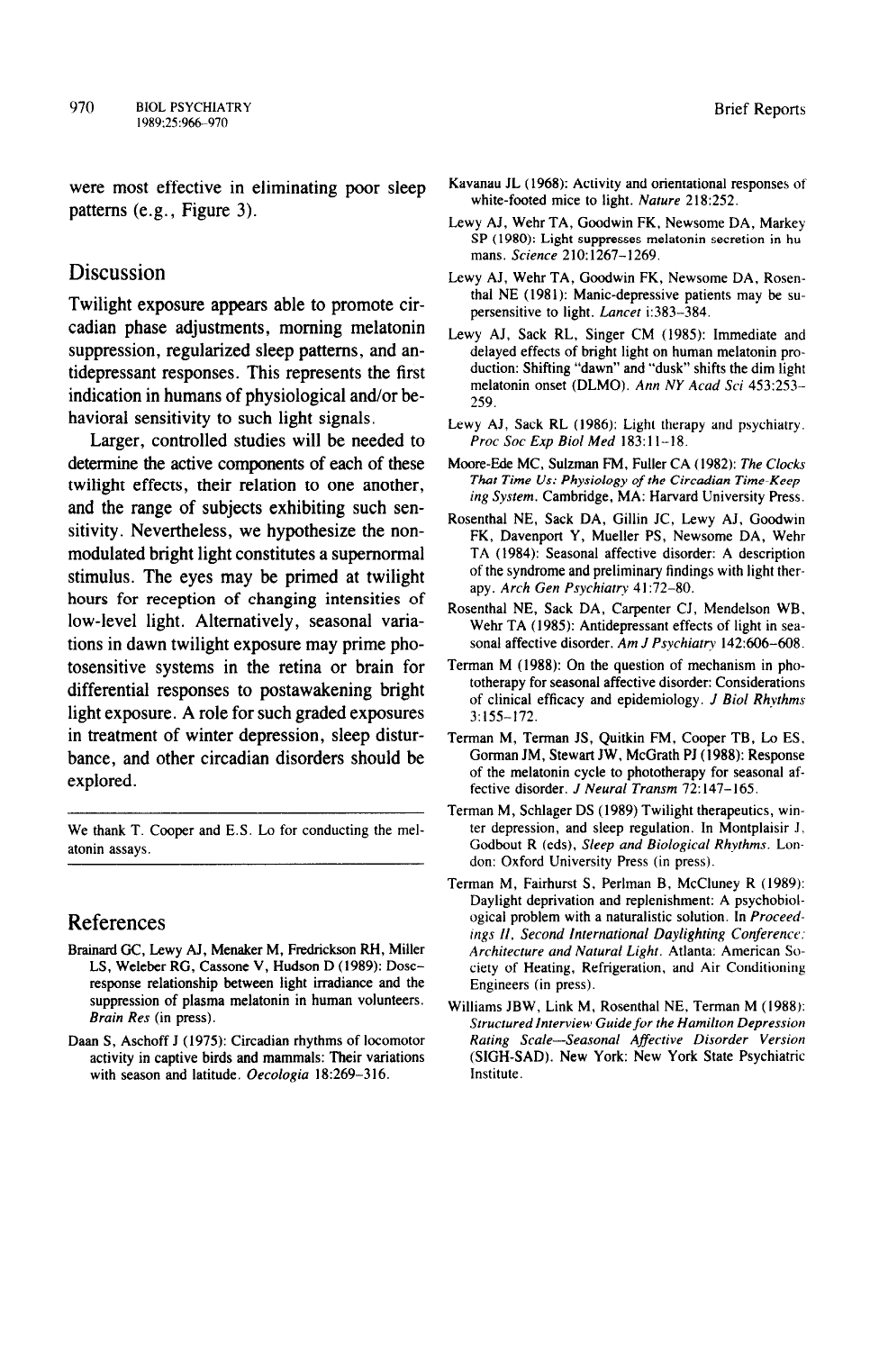were most effective in eliminating poor sleep patterns (e.g., Figure 3).

## Discussion

Twilight exposure appears able to promote circadian phase adjustments, morning melatonin suppression, regularized sleep patterns, and antidepressant responses. This represents the first indication in humans of physiological and/or behavioral sensitivity to such light signals.

Larger, controlled studies will be needed to determine the active components of each of these twilight effects, their relation to one another, and the range of subjects exhibiting such sensitivity. Nevertheless, we hypothesize the non-modulated bright light constitutes a supernormal stimulus. The eyes may be primed at twilight hours for reception of changing intensities of low-level light. Alternatively, seasonal variations in dawn twilight exposure may prime photosensitive systems in the retina or brain for differential responses to postawakening bright light exposure. A role for such graded exposures in treatment of winter depression, sleep disturbance, and other circadian disorders should be explored.

---

We thank T. Cooper and E.S. Lo for conducting the melatonin assays.

---

## References

Brainard GC, Lewy AJ, Menaker M, Fredrickson RH, Miller LS, Weleber RG, Cassone V, Hudson D (1989): Dose–response relationship between light irradiance and the suppression of plasma melatonin in human volunteers. *Brain Res* (in press).

Daan S, Aschoff J (1975): Circadian rhythms of locomotor activity in captive birds and mammals: Their variations with season and latitude. *Oecologia* 18:269–316.

Kavanau JL (1968): Activity and orientational responses of white-footed mice to light. *Nature* 218:252.

Lewy AJ, Wehr TA, Goodwin FK, Newsome DA, Markey SP (1980): Light suppresses melatonin secretion in humans. *Science* 210:1267–1269.

Lewy AJ, Wehr TA, Goodwin FK, Newsome DA, Rosenthal NE (1981): Manic-depressive patients may be supersensitive to light. *Lancet* i:383–384.

Lewy AJ, Sack RL, Singer CM (1985): Immediate and delayed effects of bright light on human melatonin production: Shifting "dawn" and "dusk" shifts the dim light melatonin onset (DLMO). *Ann NY Acad Sci* 453:253–259.

Lewy AJ, Sack RL (1986): Light therapy and psychiatry. *Proc Soc Exp Biol Med* 183:11–18.

Moore-Ede MC, Sulzman FM, Fuller CA (1982): *The Clocks That Time Us: Physiology of the Circadian Time-Keeping System*. Cambridge, MA: Harvard University Press.

Rosenthal NE, Sack DA, Gillin JC, Lewy AJ, Goodwin FK, Davenport Y, Mueller PS, Newsome DA, Wehr TA (1984): Seasonal affective disorder: A description of the syndrome and preliminary findings with light therapy. *Arch Gen Psychiatry* 41:72–80.

Rosenthal NE, Sack DA, Carpenter CJ, Mendelson WB, Wehr TA (1985): Antidepressant effects of light in seasonal affective disorder. *Am J Psychiatry* 142:606–608.

Terman M (1988): On the question of mechanism in phototherapy for seasonal affective disorder: Considerations of clinical efficacy and epidemiology. *J Biol Rhythms* 3:155–172.

Terman M, Terman JS, Quitkin FM, Cooper TB, Lo ES, Gorman JM, Stewart JW, McGrath PJ (1988): Response of the melatonin cycle to phototherapy for seasonal affective disorder. *J Neural Transm* 72:147–165.

Terman M, Schlager DS (1989) Twilight therapeutics, winter depression, and sleep regulation. In Montplaisir J, Godbout R (eds), *Sleep and Biological Rhythms*. London: Oxford University Press (in press).

Terman M, Fairhurst S, Perlman B, McCluney R (1989): Daylight deprivation and replenishment: A psychobiological problem with a naturalistic solution. In *Proceedings II, Second International Daylighting Conference: Architecture and Natural Light*. Atlanta: American Society of Heating, Refrigeration, and Air Conditioning Engineers (in press).

Williams JBW, Link M, Rosenthal NE, Terman M (1988): *Structured Interview Guide for the Hamilton Depression Rating Scale—Seasonal Affective Disorder Version* (SIGH-SAD). New York: New York State Psychiatric Institute.